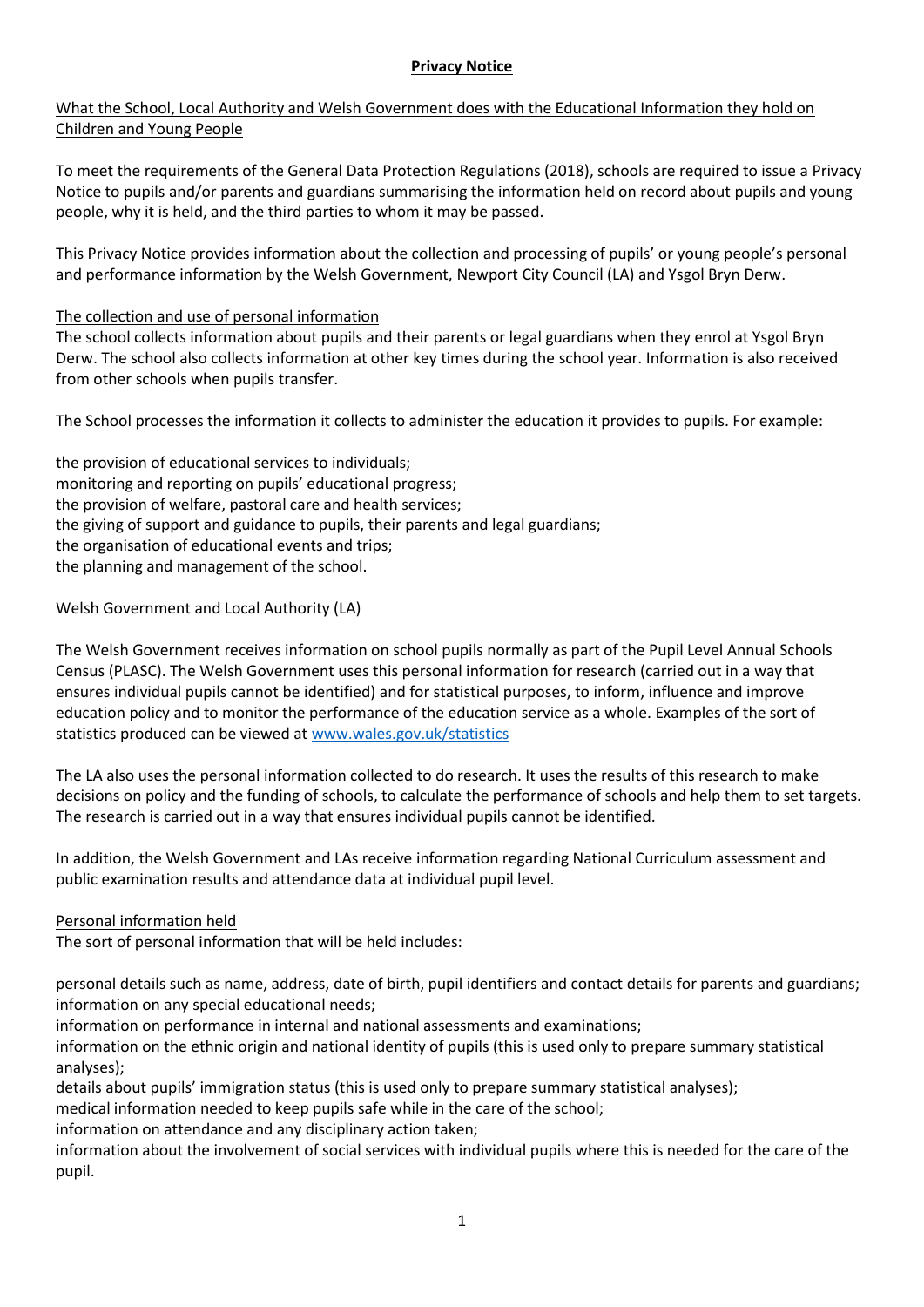# **Privacy Notice**

## What the School, Local Authority and Welsh Government does with the Educational Information they hold on Children and Young People

To meet the requirements of the General Data Protection Regulations (2018), schools are required to issue a Privacy Notice to pupils and/or parents and guardians summarising the information held on record about pupils and young people, why it is held, and the third parties to whom it may be passed.

This Privacy Notice provides information about the collection and processing of pupils' or young people's personal and performance information by the Welsh Government, Newport City Council (LA) and Ysgol Bryn Derw.

### The collection and use of personal information

The school collects information about pupils and their parents or legal guardians when they enrol at Ysgol Bryn Derw. The school also collects information at other key times during the school year. Information is also received from other schools when pupils transfer.

The School processes the information it collects to administer the education it provides to pupils. For example:

the provision of educational services to individuals;
monitoring and reporting on pupils' educational progress;
the provision of welfare, pastoral care and health services;
the giving of support and guidance to pupils, their parents and legal guardians;
the organisation of educational events and trips;
the planning and management of the school.

Welsh Government and Local Authority (LA)

The Welsh Government receives information on school pupils normally as part of the Pupil Level Annual Schools Census (PLASC). The Welsh Government uses this personal information for research (carried out in a way that ensures individual pupils cannot be identified) and for statistical purposes, to inform, influence and improve education policy and to monitor the performance of the education service as a whole. Examples of the sort of statistics produced can be viewed at [www.wales.gov.uk/statistics](www.wales.gov.uk/statistics)

The LA also uses the personal information collected to do research. It uses the results of this research to make decisions on policy and the funding of schools, to calculate the performance of schools and help them to set targets. The research is carried out in a way that ensures individual pupils cannot be identified.

In addition, the Welsh Government and LAs receive information regarding National Curriculum assessment and public examination results and attendance data at individual pupil level.

### Personal information held

The sort of personal information that will be held includes:

personal details such as name, address, date of birth, pupil identifiers and contact details for parents and guardians;
information on any special educational needs;
information on performance in internal and national assessments and examinations;
information on the ethnic origin and national identity of pupils (this is used only to prepare summary statistical analyses);
details about pupils' immigration status (this is used only to prepare summary statistical analyses);
medical information needed to keep pupils safe while in the care of the school;
information on attendance and any disciplinary action taken;
information about the involvement of social services with individual pupils where this is needed for the care of the pupil.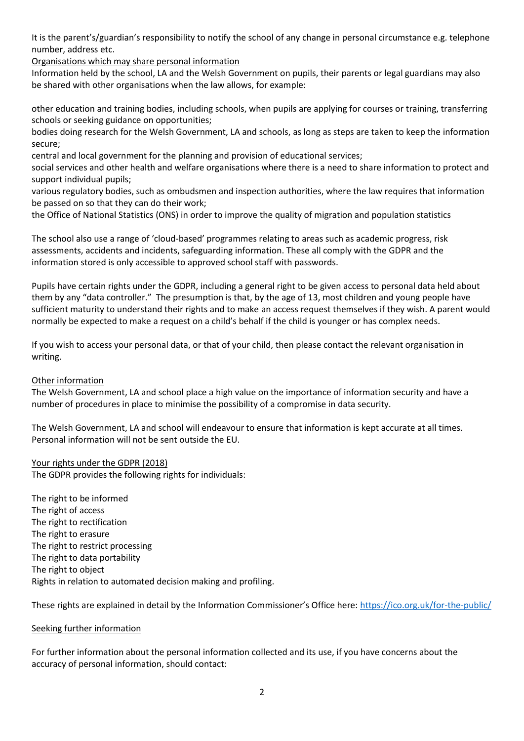It is the parent's/guardian's responsibility to notify the school of any change in personal circumstance e.g. telephone number, address etc.

<u>Organisations which may share personal information</u>

Information held by the school, LA and the Welsh Government on pupils, their parents or legal guardians may also be shared with other organisations when the law allows, for example:

other education and training bodies, including schools, when pupils are applying for courses or training, transferring schools or seeking guidance on opportunities;

bodies doing research for the Welsh Government, LA and schools, as long as steps are taken to keep the information secure;

central and local government for the planning and provision of educational services;

social services and other health and welfare organisations where there is a need to share information to protect and support individual pupils;

various regulatory bodies, such as ombudsmen and inspection authorities, where the law requires that information be passed on so that they can do their work;

the Office of National Statistics (ONS) in order to improve the quality of migration and population statistics

The school also use a range of 'cloud-based' programmes relating to areas such as academic progress, risk assessments, accidents and incidents, safeguarding information. These all comply with the GDPR and the information stored is only accessible to approved school staff with passwords.

Pupils have certain rights under the GDPR, including a general right to be given access to personal data held about them by any "data controller." The presumption is that, by the age of 13, most children and young people have sufficient maturity to understand their rights and to make an access request themselves if they wish. A parent would normally be expected to make a request on a child's behalf if the child is younger or has complex needs.

If you wish to access your personal data, or that of your child, then please contact the relevant organisation in writing.

<u>Other information</u>

The Welsh Government, LA and school place a high value on the importance of information security and have a number of procedures in place to minimise the possibility of a compromise in data security.

The Welsh Government, LA and school will endeavour to ensure that information is kept accurate at all times. Personal information will not be sent outside the EU.

<u>Your rights under the GDPR (2018)</u>

The GDPR provides the following rights for individuals:

The right to be informed
The right of access
The right to rectification
The right to erasure
The right to restrict processing
The right to data portability
The right to object
Rights in relation to automated decision making and profiling.

These rights are explained in detail by the Information Commissioner's Office here: https://ico.org.uk/for-the-public/

<u>Seeking further information</u>

For further information about the personal information collected and its use, if you have concerns about the accuracy of personal information, should contact: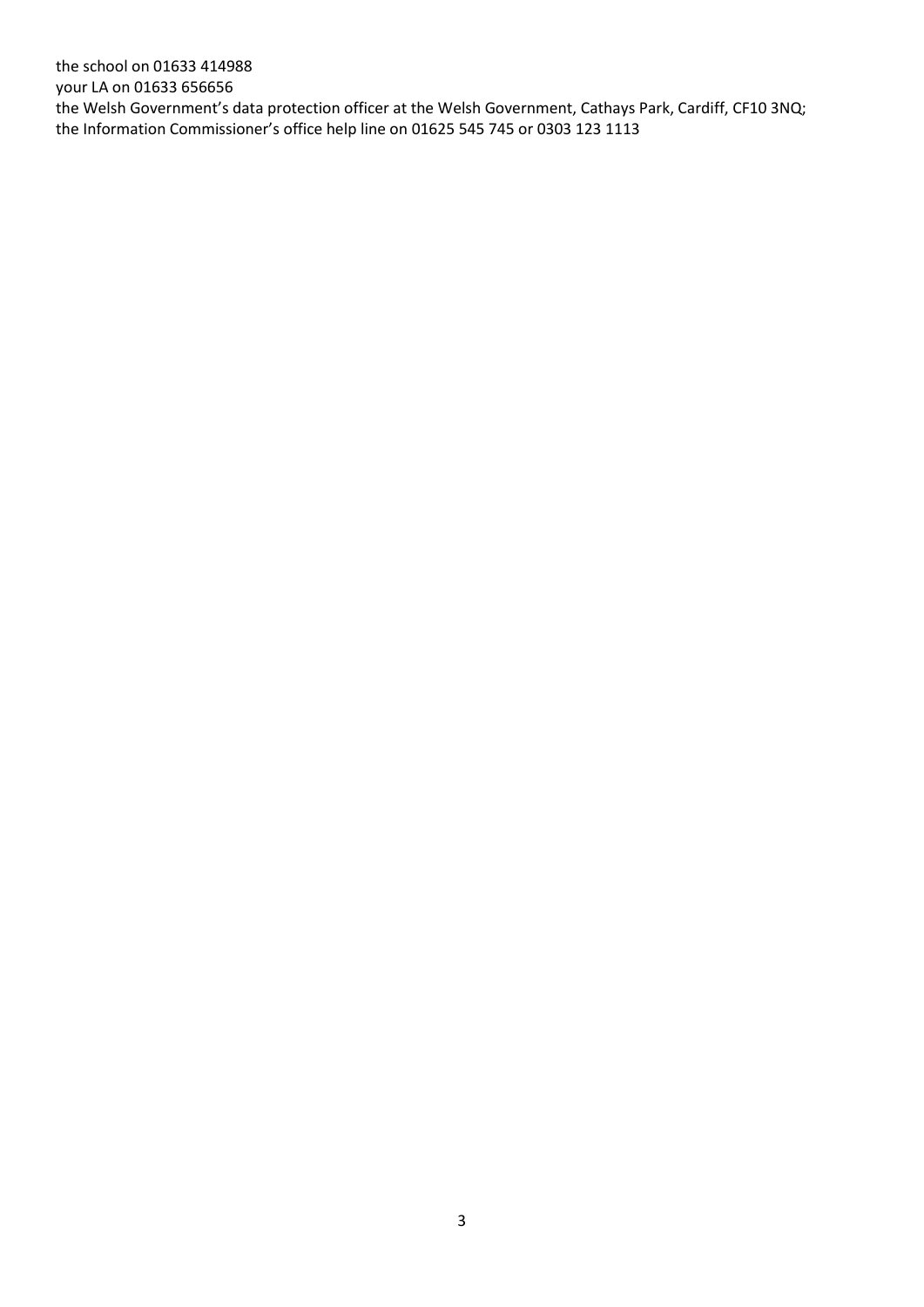the school on 01633 414988
your LA on 01633 656656
the Welsh Government’s data protection officer at the Welsh Government, Cathays Park, Cardiff, CF10 3NQ;
the Information Commissioner’s office help line on 01625 545 745 or 0303 123 1113